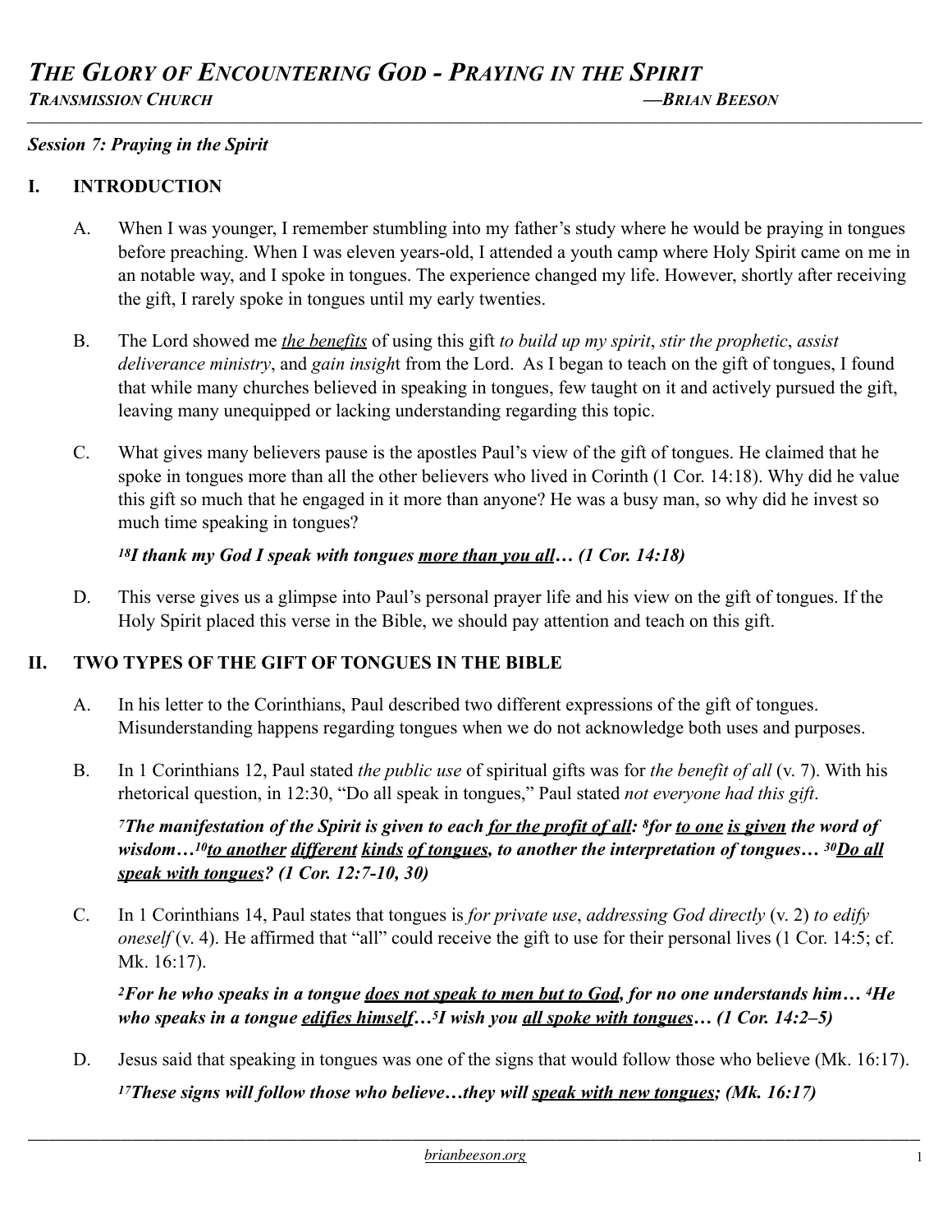# *THE GLORY OF ENCOUNTERING GOD - PRAYING IN THE SPIRIT*

***TRANSMISSION CHURCH*** ***—BRIAN BEESON***

***Session 7: Praying in the Spirit***

## I. INTRODUCTION

A. When I was younger, I remember stumbling into my father's study where he would be praying in tongues before preaching. When I was eleven years-old, I attended a youth camp where Holy Spirit came on me in an notable way, and I spoke in tongues. The experience changed my life. However, shortly after receiving the gift, I rarely spoke in tongues until my early twenties.

B. The Lord showed me <u>*the benefits*</u> of using this gift *to build up my spirit*, *stir the prophetic*, *assist deliverance ministry*, and *gain insigh*t from the Lord. As I began to teach on the gift of tongues, I found that while many churches believed in speaking in tongues, few taught on it and actively pursued the gift, leaving many unequipped or lacking understanding regarding this topic.

C. What gives many believers pause is the apostles Paul's view of the gift of tongues. He claimed that he spoke in tongues more than all the other believers who lived in Corinth (1 Cor. 14:18). Why did he value this gift so much that he engaged in it more than anyone? He was a busy man, so why did he invest so much time speaking in tongues?

***[18]I thank my God I speak with tongues <u>more than you all</u>… (1 Cor. 14:18)***

D. This verse gives us a glimpse into Paul's personal prayer life and his view on the gift of tongues. If the Holy Spirit placed this verse in the Bible, we should pay attention and teach on this gift.

## II. TWO TYPES OF THE GIFT OF TONGUES IN THE BIBLE

A. In his letter to the Corinthians, Paul described two different expressions of the gift of tongues. Misunderstanding happens regarding tongues when we do not acknowledge both uses and purposes.

B. In 1 Corinthians 12, Paul stated *the public use* of spiritual gifts was for *the benefit of all* (v. 7). With his rhetorical question, in 12:30, "Do all speak in tongues," Paul stated *not everyone had this gift*.

***[7]The manifestation of the Spirit is given to each <u>for the profit of all</u>: [8]for <u>to one</u> <u>is given</u> the word of wisdom…[10]<u>to another</u> <u>different</u> <u>kinds</u> <u>of tongues</u>, to another the interpretation of tongues… [30]<u>Do all speak with tongues</u>? (1 Cor. 12:7-10, 30)***

C. In 1 Corinthians 14, Paul states that tongues is *for private use*, *addressing God directly* (v. 2) *to edify oneself* (v. 4). He affirmed that "all" could receive the gift to use for their personal lives (1 Cor. 14:5; cf. Mk. 16:17).

***[2]For he who speaks in a tongue <u>does not speak to men but to God</u>, for no one understands him… [4]He who speaks in a tongue <u>edifies himself</u>…[5]I wish you <u>all spoke with tongues</u>… (1 Cor. 14:2–5)***

D. Jesus said that speaking in tongues was one of the signs that would follow those who believe (Mk. 16:17).

***[17]These signs will follow those who believe…they will <u>speak with new tongues</u>; (Mk. 16:17)***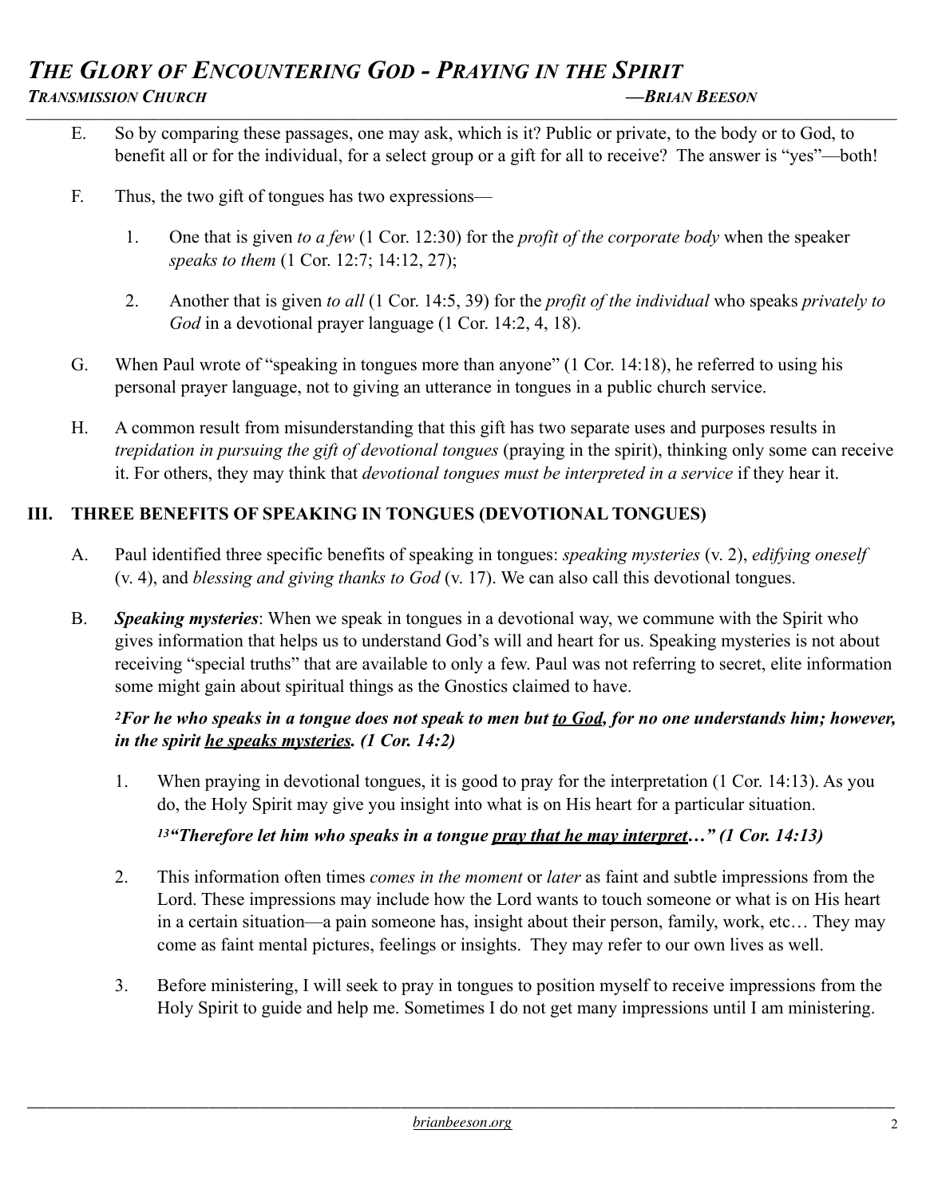E. So by comparing these passages, one may ask, which is it? Public or private, to the body or to God, to benefit all or for the individual, for a select group or a gift for all to receive? The answer is "yes"—both!

F. Thus, the two gift of tongues has two expressions—

1. One that is given *to a few* (1 Cor. 12:30) for the *profit of the corporate body* when the speaker *speaks to them* (1 Cor. 12:7; 14:12, 27);

2. Another that is given *to all* (1 Cor. 14:5, 39) for the *profit of the individual* who speaks *privately to God* in a devotional prayer language (1 Cor. 14:2, 4, 18).

G. When Paul wrote of "speaking in tongues more than anyone" (1 Cor. 14:18), he referred to using his personal prayer language, not to giving an utterance in tongues in a public church service.

H. A common result from misunderstanding that this gift has two separate uses and purposes results in *trepidation in pursuing the gift of devotional tongues* (praying in the spirit), thinking only some can receive it. For others, they may think that *devotional tongues must be interpreted in a service* if they hear it.

## III. THREE BENEFITS OF SPEAKING IN TONGUES (DEVOTIONAL TONGUES)

A. Paul identified three specific benefits of speaking in tongues: *speaking mysteries* (v. 2), *edifying oneself* (v. 4), and *blessing and giving thanks to God* (v. 17). We can also call this devotional tongues.

B. ***Speaking mysteries***: When we speak in tongues in a devotional way, we commune with the Spirit who gives information that helps us to understand God's will and heart for us. Speaking mysteries is not about receiving "special truths" that are available to only a few. Paul was not referring to secret, elite information some might gain about spiritual things as the Gnostics claimed to have.

***[2]For he who speaks in a tongue does not speak to men but <u>to God</u>, for no one understands him; however, in the spirit <u>he speaks mysteries</u>. (1 Cor. 14:2)***

1. When praying in devotional tongues, it is good to pray for the interpretation (1 Cor. 14:13). As you do, the Holy Spirit may give you insight into what is on His heart for a particular situation.

   ***[13]"Therefore let him who speaks in a tongue <u>pray that he may interpret</u>…" (1 Cor. 14:13)***

2. This information often times *comes in the moment* or *later* as faint and subtle impressions from the Lord. These impressions may include how the Lord wants to touch someone or what is on His heart in a certain situation—a pain someone has, insight about their person, family, work, etc… They may come as faint mental pictures, feelings or insights. They may refer to our own lives as well.

3. Before ministering, I will seek to pray in tongues to position myself to receive impressions from the Holy Spirit to guide and help me. Sometimes I do not get many impressions until I am ministering.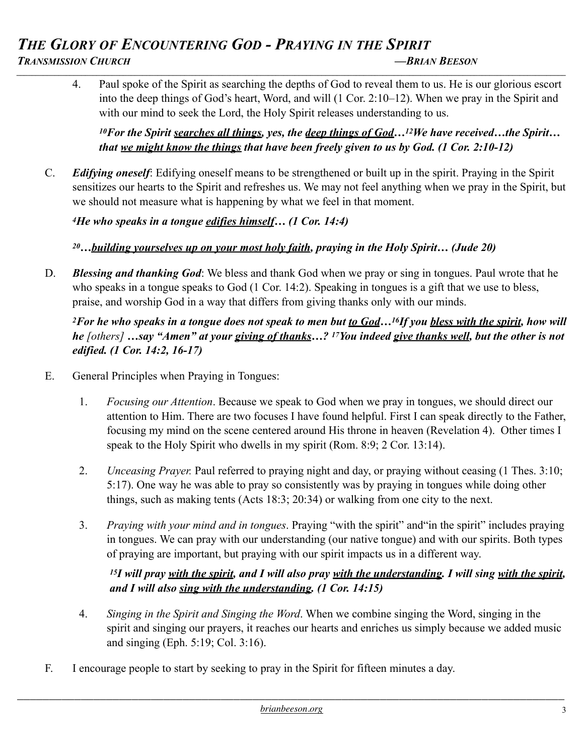4. Paul spoke of the Spirit as searching the depths of God to reveal them to us. He is our glorious escort into the deep things of God's heart, Word, and will (1 Cor. 2:10–12). When we pray in the Spirit and with our mind to seek the Lord, the Holy Spirit releases understanding to us.

   ***[10]For the Spirit <u>searches all things</u>, yes, the <u>deep things of God</u>…[12]We have received…the Spirit… that <u>we might know the things</u> that have been freely given to us by God. (1 Cor. 2:10-12)***

C. ***Edifying oneself***: Edifying oneself means to be strengthened or built up in the spirit. Praying in the Spirit sensitizes our hearts to the Spirit and refreshes us. We may not feel anything when we pray in the Spirit, but we should not measure what is happening by what we feel in that moment.

   ***[4]He who speaks in a tongue <u>edifies himself</u>… (1 Cor. 14:4)***

   ***[20]…<u>building yourselves up on your most holy faith</u>, praying in the Holy Spirit… (Jude 20)***

D. ***Blessing and thanking God***: We bless and thank God when we pray or sing in tongues. Paul wrote that he who speaks in a tongue speaks to God (1 Cor. 14:2). Speaking in tongues is a gift that we use to bless, praise, and worship God in a way that differs from giving thanks only with our minds.

   ***[2]For he who speaks in a tongue does not speak to men but <u>to God</u>…[16]If you <u>bless with the spirit</u>, how will he*** *[others]* ***…say "Amen" at your <u>giving of thanks</u>…? [17]You indeed <u>give thanks well</u>, but the other is not edified. (1 Cor. 14:2, 16-17)***

E. General Principles when Praying in Tongues:

   1. *Focusing our Attention*. Because we speak to God when we pray in tongues, we should direct our attention to Him. There are two focuses I have found helpful. First I can speak directly to the Father, focusing my mind on the scene centered around His throne in heaven (Revelation 4). Other times I speak to the Holy Spirit who dwells in my spirit (Rom. 8:9; 2 Cor. 13:14).

   2. *Unceasing Prayer.* Paul referred to praying night and day, or praying without ceasing (1 Thes. 3:10; 5:17). One way he was able to pray so consistently was by praying in tongues while doing other things, such as making tents (Acts 18:3; 20:34) or walking from one city to the next.

   3. *Praying with your mind and in tongues*. Praying "with the spirit" and"in the spirit" includes praying in tongues. We can pray with our understanding (our native tongue) and with our spirits. Both types of praying are important, but praying with our spirit impacts us in a different way.

      ***[15]I will pray <u>with the spirit</u>, and I will also pray <u>with the understanding</u>. I will sing <u>with the spirit</u>, and I will also <u>sing with the understanding</u>. (1 Cor. 14:15)***

   4. *Singing in the Spirit and Singing the Word*. When we combine singing the Word, singing in the spirit and singing our prayers, it reaches our hearts and enriches us simply because we added music and singing (Eph. 5:19; Col. 3:16).

F. I encourage people to start by seeking to pray in the Spirit for fifteen minutes a day.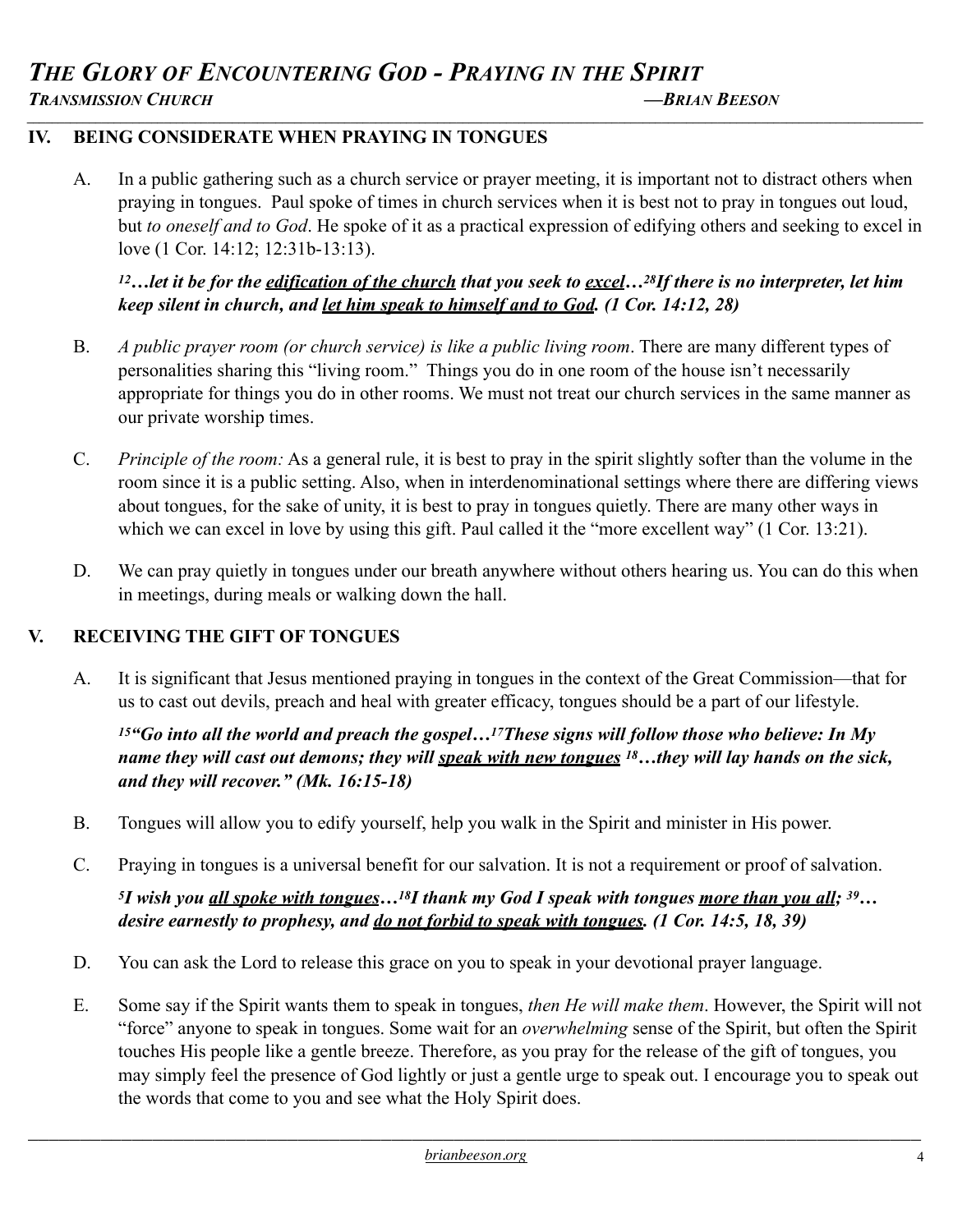## IV. BEING CONSIDERATE WHEN PRAYING IN TONGUES

A. In a public gathering such as a church service or prayer meeting, it is important not to distract others when praying in tongues. Paul spoke of times in church services when it is best not to pray in tongues out loud, but *to oneself and to God*. He spoke of it as a practical expression of edifying others and seeking to excel in love (1 Cor. 14:12; 12:31b-13:13).

***[12]…let it be for the <u>edification of the church</u> that you seek to <u>excel</u>…[28]If there is no interpreter, let him keep silent in church, and <u>let him speak to himself and to God</u>. (1 Cor. 14:12, 28)***

B. *A public prayer room (or church service) is like a public living room*. There are many different types of personalities sharing this "living room." Things you do in one room of the house isn't necessarily appropriate for things you do in other rooms. We must not treat our church services in the same manner as our private worship times.

C. *Principle of the room:* As a general rule, it is best to pray in the spirit slightly softer than the volume in the room since it is a public setting. Also, when in interdenominational settings where there are differing views about tongues, for the sake of unity, it is best to pray in tongues quietly. There are many other ways in which we can excel in love by using this gift. Paul called it the "more excellent way" (1 Cor. 13:21).

D. We can pray quietly in tongues under our breath anywhere without others hearing us. You can do this when in meetings, during meals or walking down the hall.

## V. RECEIVING THE GIFT OF TONGUES

A. It is significant that Jesus mentioned praying in tongues in the context of the Great Commission—that for us to cast out devils, preach and heal with greater efficacy, tongues should be a part of our lifestyle.

***[15]"Go into all the world and preach the gospel…[17]These signs will follow those who believe: In My name they will cast out demons; they will <u>speak with new tongues</u> [18]…they will lay hands on the sick, and they will recover." (Mk. 16:15-18)***

B. Tongues will allow you to edify yourself, help you walk in the Spirit and minister in His power.

C. Praying in tongues is a universal benefit for our salvation. It is not a requirement or proof of salvation.

***[5]I wish you <u>all spoke with tongues</u>…[18]I thank my God I speak with tongues <u>more than you all</u>; [39]… desire earnestly to prophesy, and <u>do not forbid to speak with tongues</u>. (1 Cor. 14:5, 18, 39)***

D. You can ask the Lord to release this grace on you to speak in your devotional prayer language.

E. Some say if the Spirit wants them to speak in tongues, *then He will make them*. However, the Spirit will not "force" anyone to speak in tongues. Some wait for an *overwhelming* sense of the Spirit, but often the Spirit touches His people like a gentle breeze. Therefore, as you pray for the release of the gift of tongues, you may simply feel the presence of God lightly or just a gentle urge to speak out. I encourage you to speak out the words that come to you and see what the Holy Spirit does.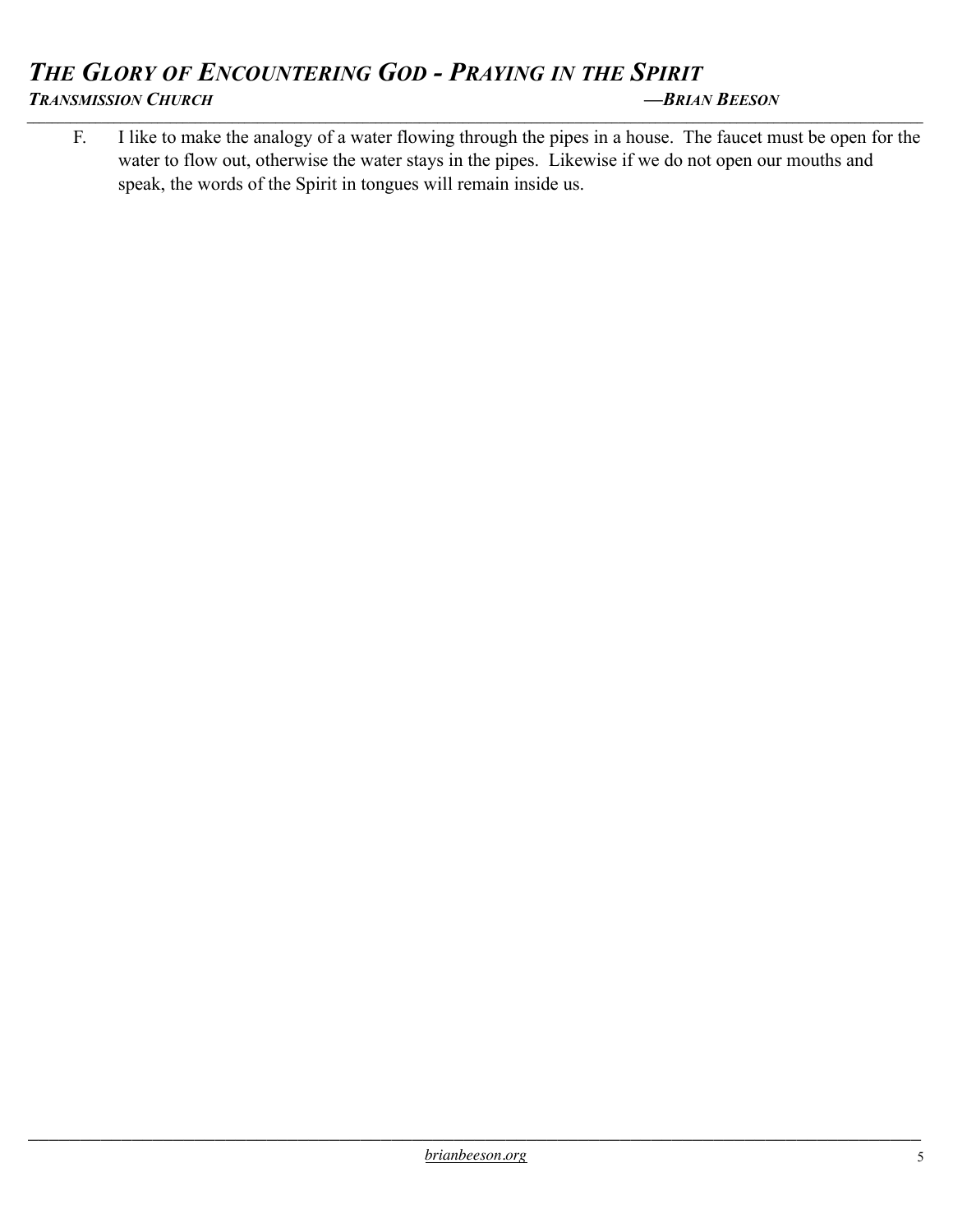F. I like to make the analogy of a water flowing through the pipes in a house. The faucet must be open for the water to flow out, otherwise the water stays in the pipes. Likewise if we do not open our mouths and speak, the words of the Spirit in tongues will remain inside us.